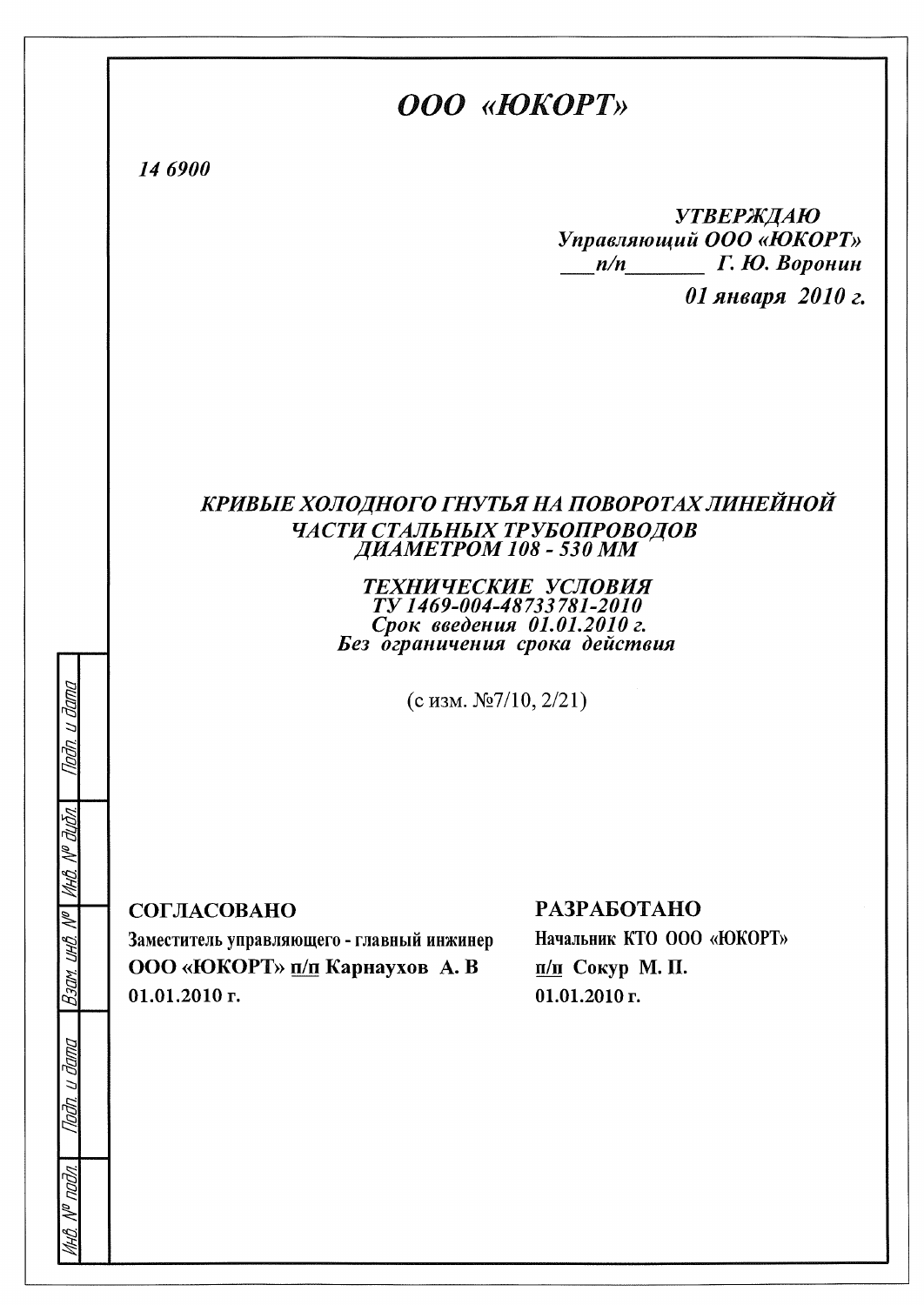# *ООО «ЮКОРТ»*

***14 6900***

***УТВЕРЖДАЮ***
***Управляющий ООО «ЮКОРТ»***
***___п/п_______ Г. Ю. Воронин***
***01 января 2010 г.***

## *КРИВЫЕ ХОЛОДНОГО ГНУТЬЯ НА ПОВОРОТАХ ЛИНЕЙНОЙ ЧАСТИ СТАЛЬНЫХ ТРУБОПРОВОДОВ ДИАМЕТРОМ 108 - 530 ММ*

***ТЕХНИЧЕСКИЕ УСЛОВИЯ***
***ТУ 1469-004-48733781-2010***
***Срок введения 01.01.2010 г.***
***Без ограничения срока действия***

(с изм. №7/10, 2/21)

**СОГЛАСОВАНО**

**Заместитель управляющего - главный инженер**
**ООО «ЮКОРТ» п/п Карнаухов А. В**
**01.01.2010 г.**

**РАЗРАБОТАНО**

**Начальник КТО ООО «ЮКОРТ»**
**п/п Сокур М. П.**
**01.01.2010 г.**

| Инв. № подл. | Подп. и дата | Взам. инв. № | Инв. № дубл. | Подп. и дата |
| --- | --- | --- | --- | --- |
| | | | | |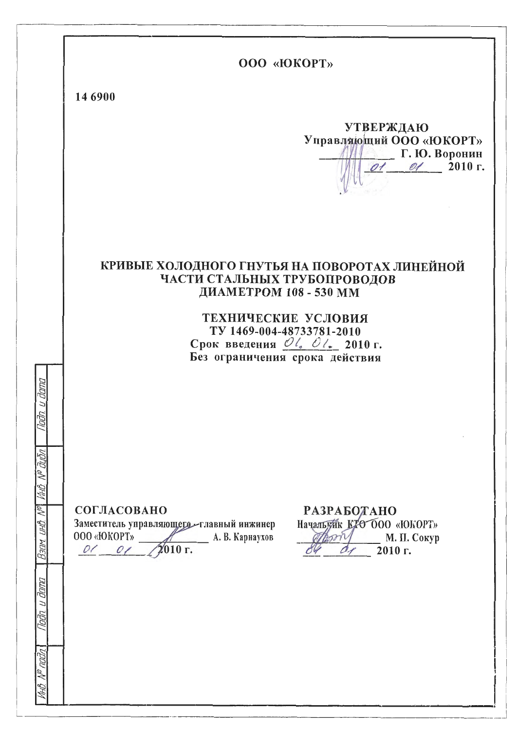ООО «ЮКОРТ»

14 6900

**УТВЕРЖДАЮ**
**Управляющий ООО «ЮКОРТ»**
**_____________ Г. Ю. Воронин**
**01 01 2010 г.**

# КРИВЫЕ ХОЛОДНОГО ГНУТЬЯ НА ПОВОРОТАХ ЛИНЕЙНОЙ ЧАСТИ СТАЛЬНЫХ ТРУБОПРОВОДОВ ДИАМЕТРОМ 108 - 530 ММ

## ТЕХНИЧЕСКИЕ УСЛОВИЯ

**ТУ 1469-004-48733781-2010**

**Срок введения 01. 01. 2010 г.**

**Без ограничения срока действия**

**СОГЛАСОВАНО**
Заместитель управляющего - главный инженер
ООО «ЮКОРТ» _____________ А. В. Карнаухов
01 01 2010 г.

**РАЗРАБОТАНО**
Начальник КТО ООО «ЮКОРТ»
_____________ М. П. Сокур
01 01 2010 г.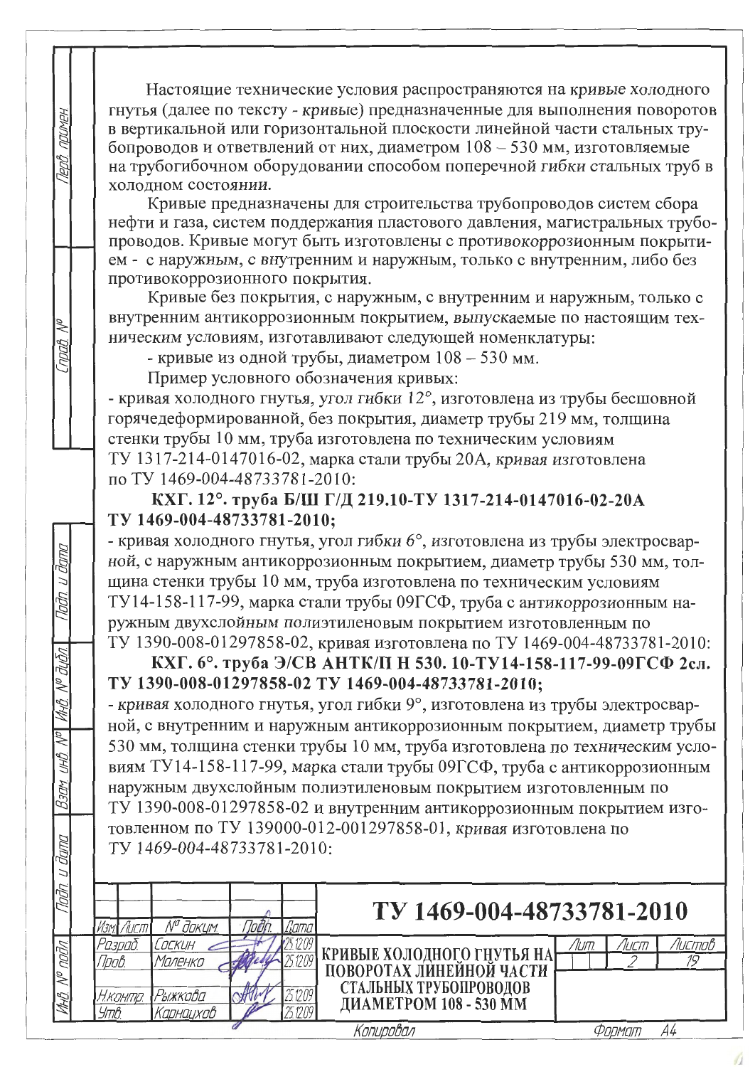Настоящие технические условия распространяются на кривые холодного гнутья (далее по тексту - кривые) предназначенные для выполнения поворотов в вертикальной или горизонтальной плоскости линейной части стальных трубопроводов и ответвлений от них, диаметром 108 – 530 мм, изготовляемые на трубогибочном оборудовании способом поперечной гибки стальных труб в холодном состоянии.

Кривые предназначены для строительства трубопроводов систем сбора нефти и газа, систем поддержания пластового давления, магистральных трубопроводов. Кривые могут быть изготовлены с противокоррозионным покрытием - с наружным, с внутренним и наружным, только с внутренним, либо без противокоррозионного покрытия.

Кривые без покрытия, с наружным, с внутренним и наружным, только с внутренним антикоррозионным покрытием, выпускаемые по настоящим техническим условиям, изготавливают следующей номенклатуры:

- кривые из одной трубы, диаметром 108 – 530 мм.

Пример условного обозначения кривых:

- кривая холодного гнутья, угол гибки 12°, изготовлена из трубы бесшовной горячедеформированной, без покрытия, диаметр трубы 219 мм, толщина стенки трубы 10 мм, труба изготовлена по техническим условиям ТУ 1317-214-0147016-02, марка стали трубы 20А, кривая изготовлена по ТУ 1469-004-48733781-2010:

**КХГ. 12°. труба Б/Ш Г/Д 219.10-ТУ 1317-214-0147016-02-20А ТУ 1469-004-48733781-2010;**

- кривая холодного гнутья, угол гибки 6°, изготовлена из трубы электросварной, с наружным антикоррозионным покрытием, диаметр трубы 530 мм, толщина стенки трубы 10 мм, труба изготовлена по техническим условиям ТУ14-158-117-99, марка стали трубы 09ГСФ, труба с антикоррозионным наружным двухслойным полиэтиленовым покрытием изготовленным по ТУ 1390-008-01297858-02, кривая изготовлена по ТУ 1469-004-48733781-2010:

**КХГ. 6°. труба Э/СВ АНТК/П Н 530. 10-ТУ14-158-117-99-09ГСФ 2сл. ТУ 1390-008-01297858-02 ТУ 1469-004-48733781-2010;**

- кривая холодного гнутья, угол гибки 9°, изготовлена из трубы электросварной, с внутренним и наружным антикоррозионным покрытием, диаметр трубы 530 мм, толщина стенки трубы 10 мм, труба изготовлена по техническим условиям ТУ14-158-117-99, марка стали трубы 09ГСФ, труба с антикоррозионным наружным двухслойным полиэтиленовым покрытием изготовленным по ТУ 1390-008-01297858-02 и внутренним антикоррозионным покрытием изготовленном по ТУ 139000-012-001297858-01, кривая изготовлена по ТУ 1469-004-48733781-2010: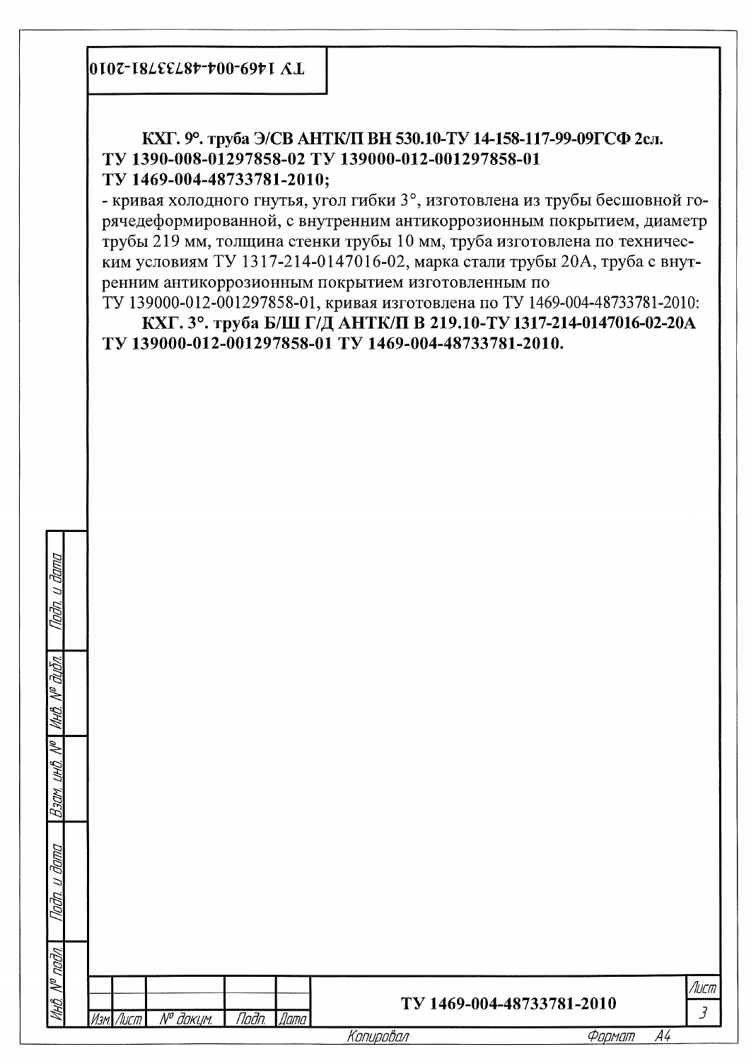**КХГ. 9°. труба Э/СВ АНТК/П ВН 530.10-ТУ 14-158-117-99-09ГСФ 2сл. ТУ 1390-008-01297858-02 ТУ 139000-012-001297858-01 ТУ 1469-004-48733781-2010;**

- кривая холодного гнутья, угол гибки 3°, изготовлена из трубы бесшовной горячедеформированной, с внутренним антикоррозионным покрытием, диаметр трубы 219 мм, толщина стенки трубы 10 мм, труба изготовлена по техническим условиям ТУ 1317-214-0147016-02, марка стали трубы 20А, труба с внутренним антикоррозионным покрытием изготовленным по ТУ 139000-012-001297858-01, кривая изготовлена по ТУ 1469-004-48733781-2010:

**КХГ. 3°. труба Б/Ш Г/Д АНТК/П В 219.10-ТУ 1317-214-0147016-02-20А ТУ 139000-012-001297858-01 ТУ 1469-004-48733781-2010.**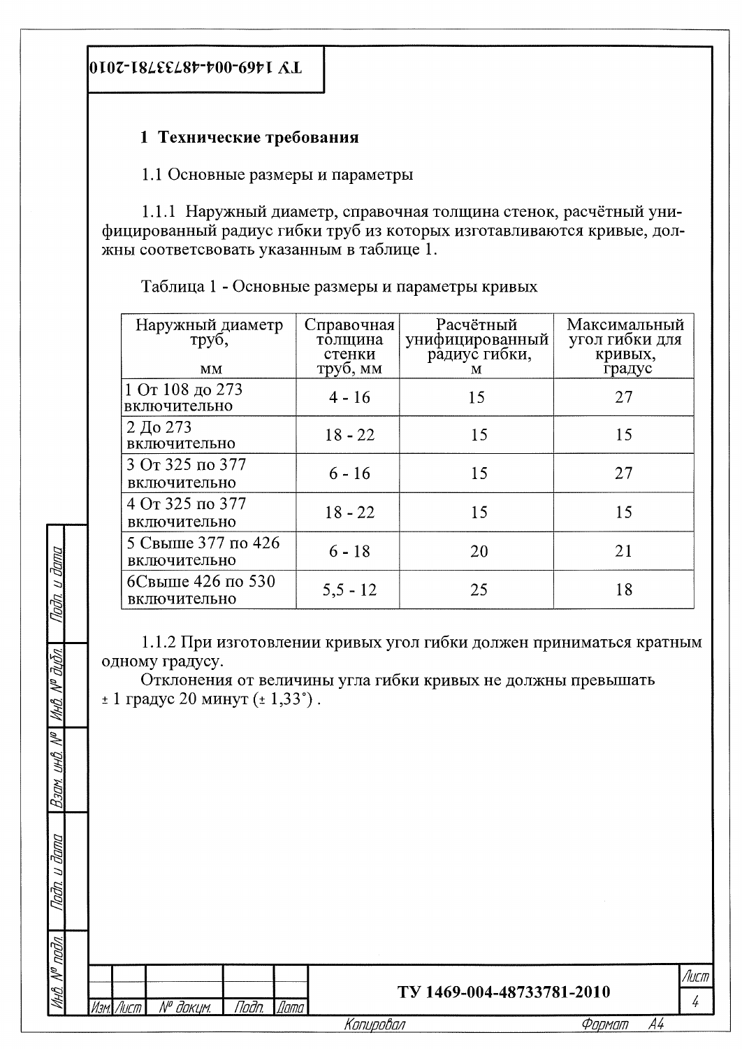## 1 Технические требования

1.1 Основные размеры и параметры

1.1.1 Наружный диаметр, справочная толщина стенок, расчётный унифицированный радиус гибки труб из которых изготавливаются кривые, должны соответсвовать указанным в таблице 1.

Таблица 1 - Основные размеры и параметры кривых

| Наружный диаметр труб, мм | Справочная толщина стенки труб, мм | Расчётный унифицированный радиус гибки, м | Максимальный угол гибки для кривых, градус |
|---|---|---|---|
| 1 От 108 до 273 включительно | 4 - 16 | 15 | 27 |
| 2 До 273 включительно | 18 - 22 | 15 | 15 |
| 3 От 325 по 377 включительно | 6 - 16 | 15 | 27 |
| 4 От 325 по 377 включительно | 18 - 22 | 15 | 15 |
| 5 Свыше 377 по 426 включительно | 6 - 18 | 20 | 21 |
| 6Свыше 426 по 530 включительно | 5,5 - 12 | 25 | 18 |

1.1.2 При изготовлении кривых угол гибки должен приниматься кратным одному градусу.

Отклонения от величины угла гибки кривых не должны превышать ± 1 градус 20 минут (± 1,33°) .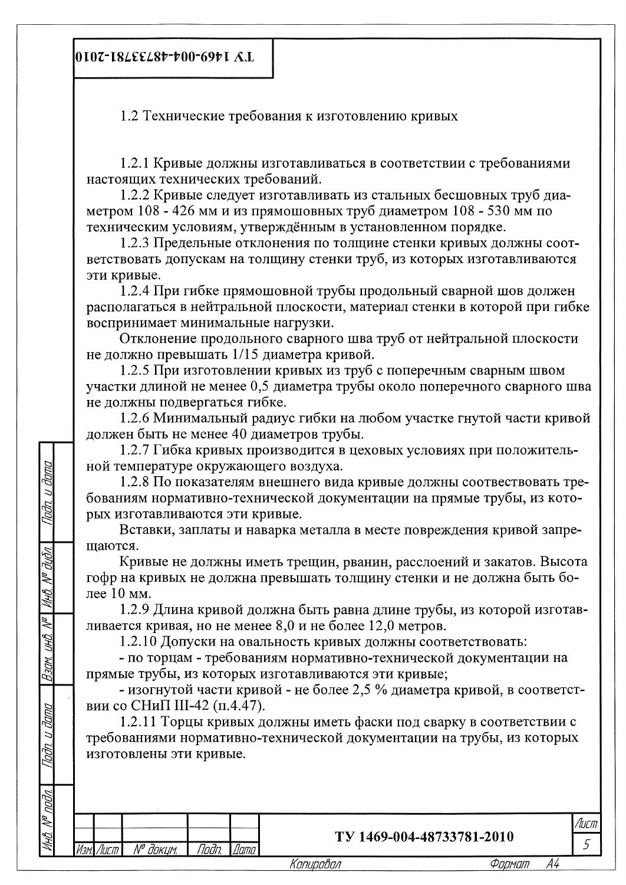## 1.2 Технические требования к изготовлению кривых

1.2.1 Кривые должны изготавливаться в соответствии с требованиями настоящих технических требований.

1.2.2 Кривые следует изготавливать из стальных бесшовных труб диаметром 108 - 426 мм и из прямошовных труб диаметром 108 - 530 мм по техническим условиям, утверждённым в установленном порядке.

1.2.3 Предельные отклонения по толщине стенки кривых должны соответствовать допускам на толщину стенки труб, из которых изготавливаются эти кривые.

1.2.4 При гибке прямошовной трубы продольный сварной шов должен располагаться в нейтральной плоскости, материал стенки в которой при гибке воспринимает минимальные нагрузки.

Отклонение продольного сварного шва труб от нейтральной плоскости не должно превышать 1/15 диаметра кривой.

1.2.5 При изготовлении кривых из труб с поперечным сварным швом участки длиной не менее 0,5 диаметра трубы около поперечного сварного шва не должны подвергаться гибке.

1.2.6 Минимальный радиус гибки на любом участке гнутой части кривой должен быть не менее 40 диаметров трубы.

1.2.7 Гибка кривых производится в цеховых условиях при положительной температуре окружающего воздуха.

1.2.8 По показателям внешнего вида кривые должны соотвествовать требованиям нормативно-технической документации на прямые трубы, из которых изготавливаются эти кривые.

Вставки, заплаты и наварка металла в месте повреждения кривой запрещаются.

Кривые не должны иметь трещин, рванин, расслоений и закатов. Высота гофр на кривых не должна превышать толщину стенки и не должна быть более 10 мм.

1.2.9 Длина кривой должна быть равна длине трубы, из которой изготавливается кривая, но не менее 8,0 и не более 12,0 метров.

1.2.10 Допуски на овальность кривых должны соответствовать:

- по торцам - требованиям нормативно-технической документации на прямые трубы, из которых изготавливаются эти кривые;
- изогнутой части кривой - не более 2,5 % диаметра кривой, в соответствии со СНиП III-42 (п.4.47).

1.2.11 Торцы кривых должны иметь фаски под сварку в соответствии с требованиями нормативно-технической документации на трубы, из которых изготовлены эти кривые.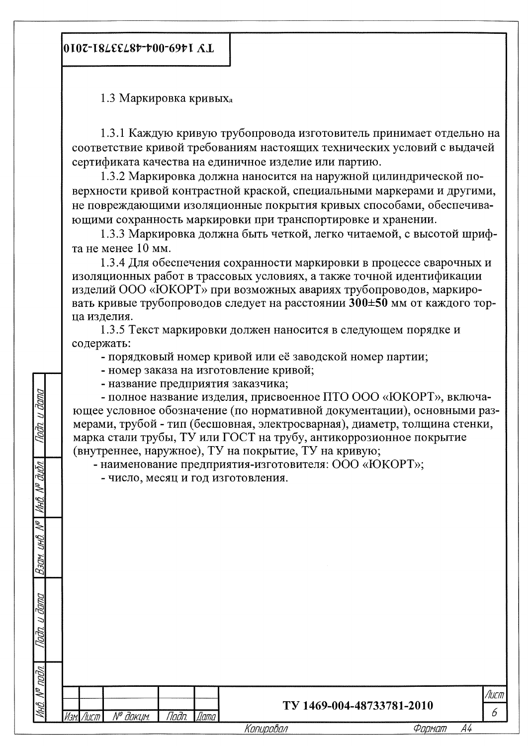### 1.3 Маркировка кривых

1.3.1 Каждую кривую трубопровода изготовитель принимает отдельно на соответствие кривой требованиям настоящих технических условий с выдачей сертификата качества на единичное изделие или партию.

1.3.2 Маркировка должна наносится на наружной цилиндрической поверхности кривой контрастной краской, специальными маркерами и другими, не повреждающими изоляционные покрытия кривых способами, обеспечивающими сохранность маркировки при транспортировке и хранении.

1.3.3 Маркировка должна быть четкой, легко читаемой, с высотой шрифта не менее 10 мм.

1.3.4 Для обеспечения сохранности маркировки в процессе сварочных и изоляционных работ в трассовых условиях, а также точной идентификации изделий ООО «ЮКОРТ» при возможных авариях трубопроводов, маркировать кривые трубопроводов следует на расстоянии **300±50** мм от каждого торца изделия.

1.3.5 Текст маркировки должен наносится в следующем порядке и содержать:

- порядковый номер кривой или её заводской номер партии;
- номер заказа на изготовление кривой;
- название предприятия заказчика;
- полное название изделия, присвоенное ПТО ООО «ЮКОРТ», включающее условное обозначение (по нормативной документации), основными размерами, трубой - тип (бесшовная, электросварная), диаметр, толщина стенки, марка стали трубы, ТУ или ГОСТ на трубу, антикоррозионное покрытие (внутреннее, наружное), ТУ на покрытие, ТУ на кривую;
- наименование предприятия-изготовителя: ООО «ЮКОРТ»;
- число, месяц и год изготовления.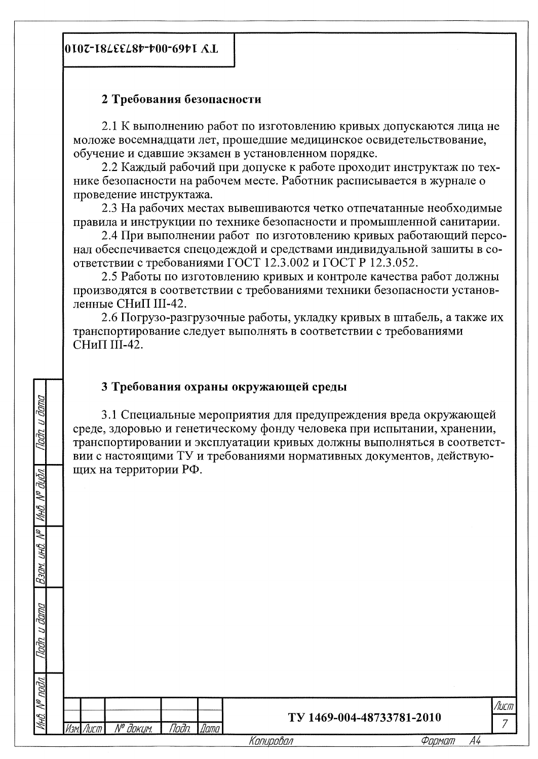## 2 Требования безопасности

2.1 К выполнению работ по изготовлению кривых допускаются лица не моложе восемнадцати лет, прошедшие медицинское освидетельствование, обучение и сдавшие экзамен в установленном порядке.

2.2 Каждый рабочий при допуске к работе проходит инструктаж по технике безопасности на рабочем месте. Работник расписывается в журнале о проведение инструктажа.

2.3 На рабочих местах вывешиваются четко отпечатанные необходимые правила и инструкции по технике безопасности и промышленной санитарии.

2.4 При выполнении работ по изготовлению кривых работающий персонал обеспечивается спецодеждой и средствами индивидуальной зашиты в соответствии с требованиями ГОСТ 12.3.002 и ГОСТ Р 12.3.052.

2.5 Работы по изготовлению кривых и контроле качества работ должны производятся в соответствии с требованиями техники безопасности установленные СНиП III-42.

2.6 Погрузо-разгрузочные работы, укладку кривых в штабель, а также их транспортирование следует выполнять в соответствии с требованиями СНиП III-42.

## 3 Требования охраны окружающей среды

3.1 Специальные мероприятия для предупреждения вреда окружающей среде, здоровью и генетическому фонду человека при испытании, хранении, транспортировании и эксплуатации кривых должны выполняться в соответствии с настоящими ТУ и требованиями нормативных документов, действующих на территории РФ.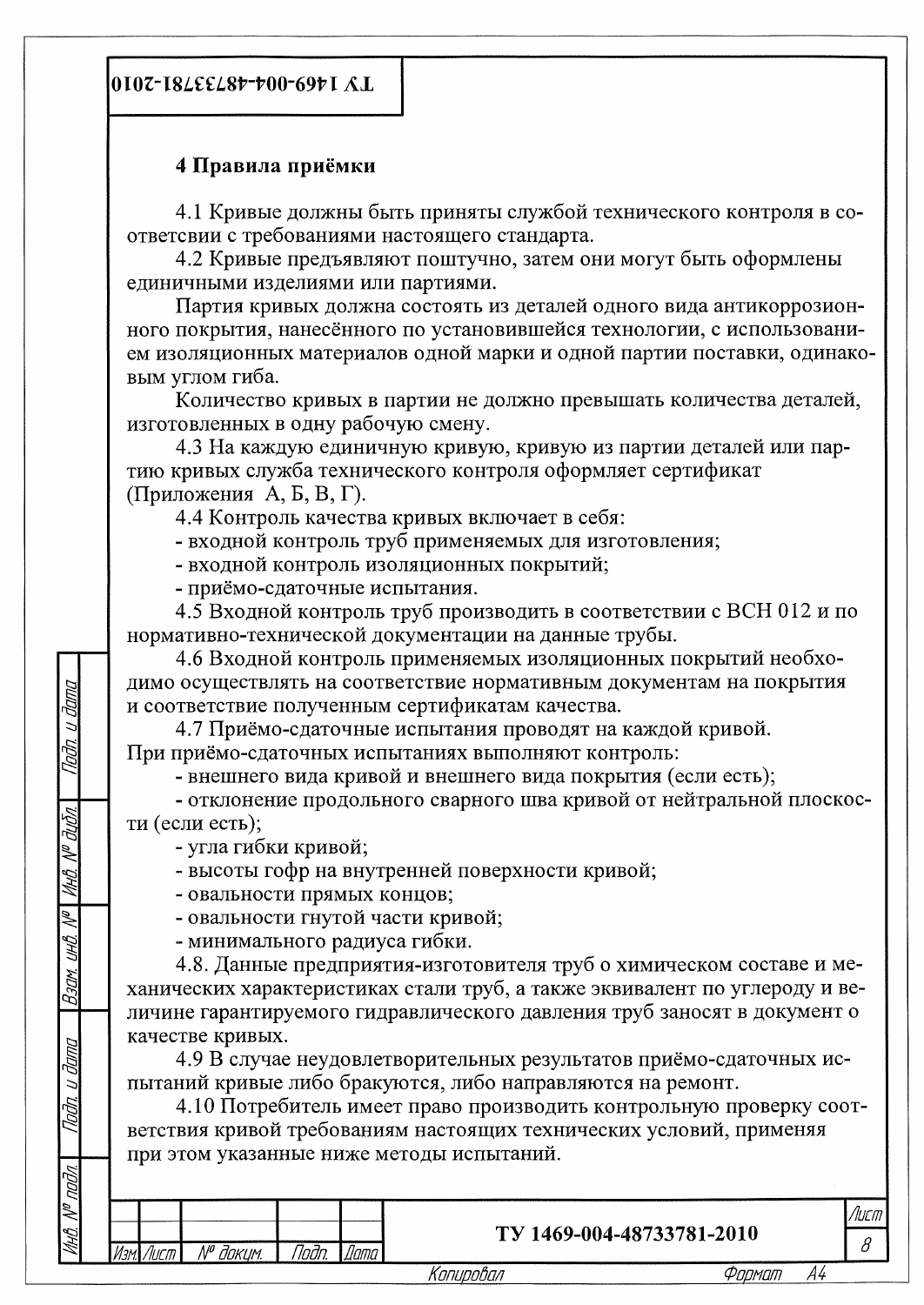## 4 Правила приёмки

4.1 Кривые должны быть приняты службой технического контроля в соответсвии с требованиями настоящего стандарта.

4.2 Кривые предъявляют поштучно, затем они могут быть оформлены единичными изделиями или партиями.

Партия кривых должна состоять из деталей одного вида антикоррозионного покрытия, нанесённого по установившейся технологии, с использованием изоляционных материалов одной марки и одной партии поставки, одинаковым углом гиба.

Количество кривых в партии не должно превышать количества деталей, изготовленных в одну рабочую смену.

4.3 На каждую единичную кривую, кривую из партии деталей или партию кривых служба технического контроля оформляет сертификат (Приложения А, Б, В, Г).

4.4 Контроль качества кривых включает в себя:

- входной контроль труб применяемых для изготовления;
- входной контроль изоляционных покрытий;
- приёмо-сдаточные испытания.

4.5 Входной контроль труб производить в соответствии с ВСН 012 и по нормативно-технической документации на данные трубы.

4.6 Входной контроль применяемых изоляционных покрытий необходимо осуществлять на соответствие нормативным документам на покрытия и соответствие полученным сертификатам качества.

4.7 Приёмо-сдаточные испытания проводят на каждой кривой.

При приёмо-сдаточных испытаниях выполняют контроль:

- внешнего вида кривой и внешнего вида покрытия (если есть);
- отклонение продольного сварного шва кривой от нейтральной плоскости (если есть);
- угла гибки кривой;
- высоты гофр на внутренней поверхности кривой;
- овальности прямых концов;
- овальности гнутой части кривой;
- минимального радиуса гибки.

4.8. Данные предприятия-изготовителя труб о химическом составе и механических характеристиках стали труб, а также эквивалент по углероду и величине гарантируемого гидравлического давления труб заносят в документ о качестве кривых.

4.9 В случае неудовлетворительных результатов приёмо-сдаточных испытаний кривые либо бракуются, либо направляются на ремонт.

4.10 Потребитель имеет право производить контрольную проверку соответствия кривой требованиям настоящих технических условий, применяя при этом указанные ниже методы испытаний.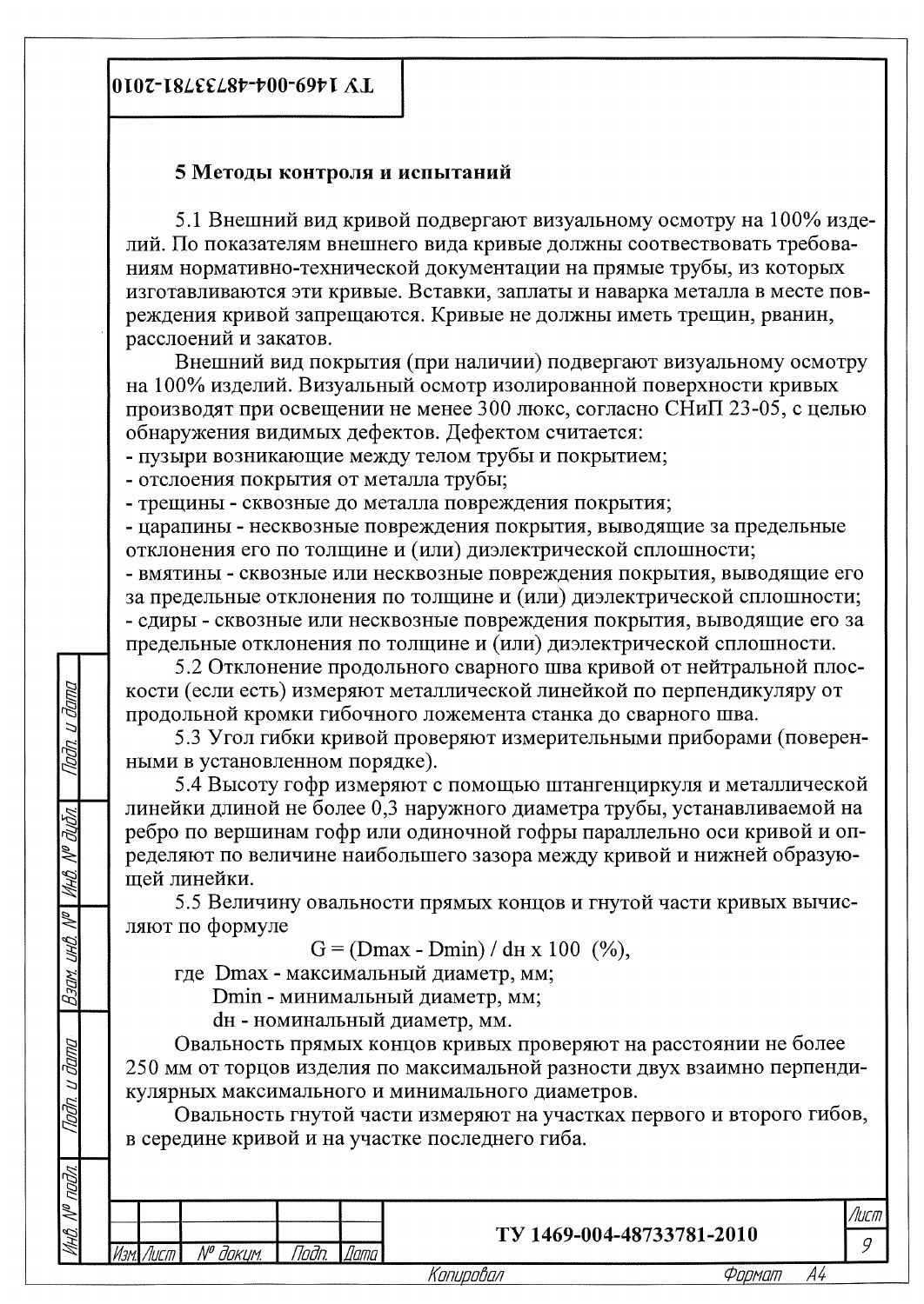## 5 Методы контроля и испытаний

5.1 Внешний вид кривой подвергают визуальному осмотру на 100% изделий. По показателям внешнего вида кривые должны соотвествовать требованиям нормативно-технической документации на прямые трубы, из которых изготавливаются эти кривые. Вставки, заплаты и наварка металла в месте повреждения кривой запрещаются. Кривые не должны иметь трещин, рванин, расслоений и закатов.

Внешний вид покрытия (при наличии) подвергают визуальному осмотру на 100% изделий. Визуальный осмотр изолированной поверхности кривых производят при освещении не менее 300 люкс, согласно СНиП 23-05, с целью обнаружения видимых дефектов. Дефектом считается:
- пузыри возникающие между телом трубы и покрытием;
- отслоения покрытия от металла трубы;
- трещины - сквозные до металла повреждения покрытия;
- царапины - несквозные повреждения покрытия, выводящие за предельные отклонения его по толщине и (или) диэлектрической сплошности;
- вмятины - сквозные или несквозные повреждения покрытия, выводящие его за предельные отклонения по толщине и (или) диэлектрической сплошности;
- сдиры - сквозные или несквозные повреждения покрытия, выводящие его за предельные отклонения по толщине и (или) диэлектрической сплошности.

5.2 Отклонение продольного сварного шва кривой от нейтральной плоскости (если есть) измеряют металлической линейкой по перпендикуляру от продольной кромки гибочного ложемента станка до сварного шва.

5.3 Угол гибки кривой проверяют измерительными приборами (поверенными в установленном порядке).

5.4 Высоту гофр измеряют с помощью штангенциркуля и металлической линейки длиной не более 0,3 наружного диаметра трубы, устанавливаемой на ребро по вершинам гофр или одиночной гофры параллельно оси кривой и определяют по величине наибольшего зазора между кривой и нижней образующей линейки.

5.5 Величину овальности прямых концов и гнутой части кривых вычисляют по формуле

$$G = (D_{max} - D_{min}) / d_н \times 100 \ (\%),$$

где $D_{max}$ - максимальный диаметр, мм;
$D_{min}$ - минимальный диаметр, мм;
$d_н$ - номинальный диаметр, мм.

Овальность прямых концов кривых проверяют на расстоянии не более 250 мм от торцов изделия по максимальной разности двух взаимно перпендикулярных максимального и минимального диаметров.

Овальность гнутой части измеряют на участках первого и второго гибов, в середине кривой и на участке последнего гиба.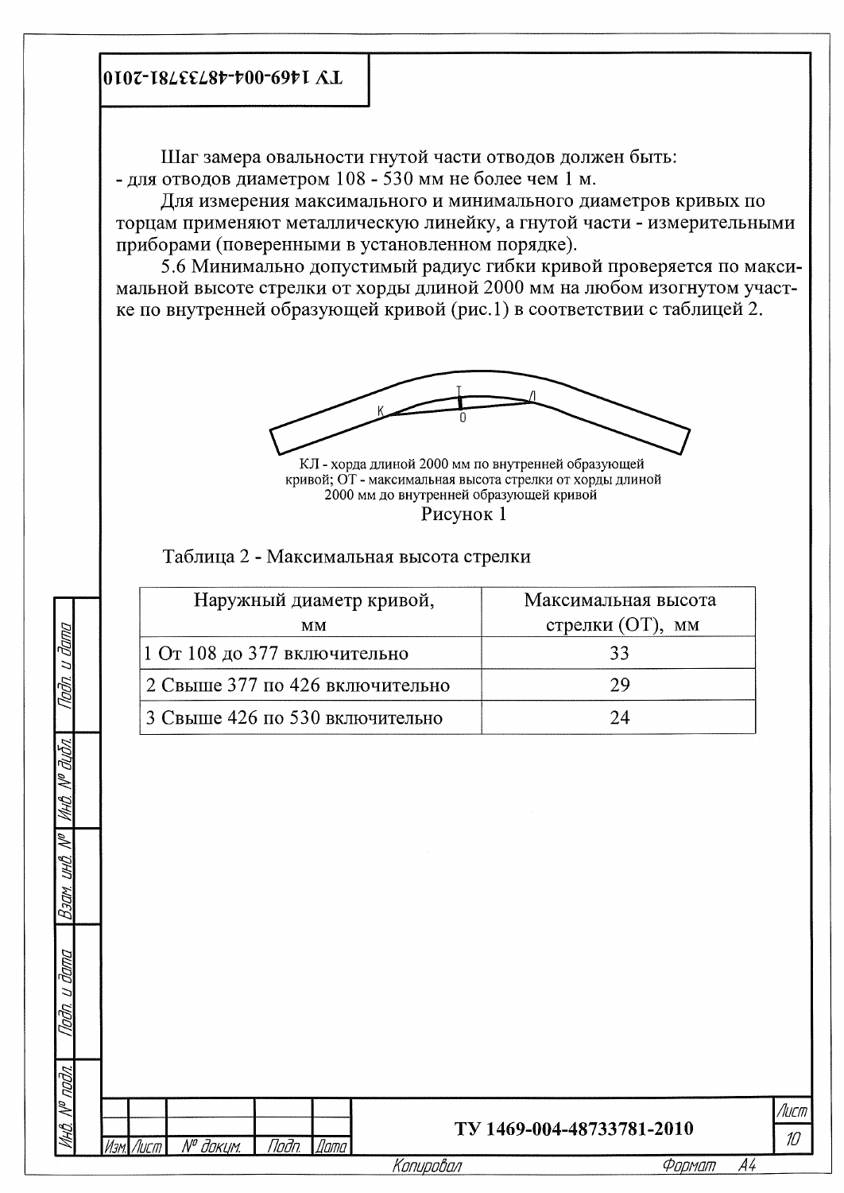Шаг замера овальности гнутой части отводов должен быть:
- для отводов диаметром 108 - 530 мм не более чем 1 м.

Для измерения максимального и минимального диаметров кривых по торцам применяют металлическую линейку, а гнутой части - измерительными приборами (поверенными в установленном порядке).

5.6 Минимально допустимый радиус гибки кривой проверяется по максимальной высоте стрелки от хорды длиной 2000 мм на любом изогнутом участке по внутренней образующей кривой (рис.1) в соответствии с таблицей 2.

КЛ - хорда длиной 2000 мм по внутренней образующей кривой; ОТ - максимальная высота стрелки от хорды длиной 2000 мм до внутренней образующей кривой

Рисунок 1

Таблица 2 - Максимальная высота стрелки

| Наружный диаметр кривой, мм | Максимальная высота стрелки (ОТ), мм |
|---|---|
| 1 От 108 до 377 включительно | 33 |
| 2 Свыше 377 по 426 включительно | 29 |
| 3 Свыше 426 по 530 включительно | 24 |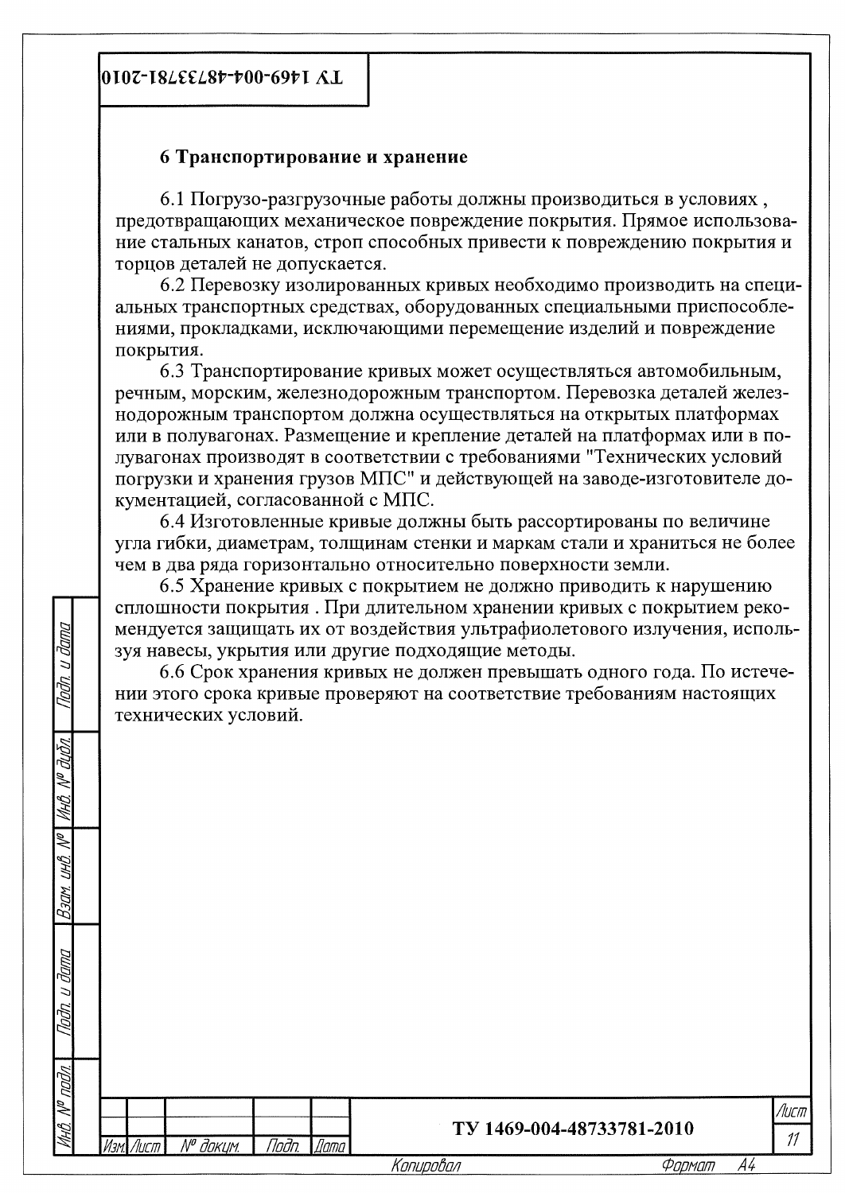## 6 Транспортирование и хранение

6.1 Погрузо-разгрузочные работы должны производиться в условиях , предотвращающих механическое повреждение покрытия. Прямое использование стальных канатов, строп способных привести к повреждению покрытия и торцов деталей не допускается.

6.2 Перевозку изолированных кривых необходимо производить на специальных транспортных средствах, оборудованных специальными приспособлениями, прокладками, исключающими перемещение изделий и повреждение покрытия.

6.3 Транспортирование кривых может осуществляться автомобильным, речным, морским, железнодорожным транспортом. Перевозка деталей железнодорожным транспортом должна осуществляться на открытых платформах или в полувагонах. Размещение и крепление деталей на платформах или в полувагонах производят в соответствии с требованиями "Технических условий погрузки и хранения грузов МПС" и действующей на заводе-изготовителе документацией, согласованной с МПС.

6.4 Изготовленные кривые должны быть рассортированы по величине угла гибки, диаметрам, толщинам стенки и маркам стали и храниться не более чем в два ряда горизонтально относительно поверхности земли.

6.5 Хранение кривых с покрытием не должно приводить к нарушению сплошности покрытия . При длительном хранении кривых с покрытием рекомендуется защищать их от воздействия ультрафиолетового излучения, используя навесы, укрытия или другие подходящие методы.

6.6 Срок хранения кривых не должен превышать одного года. По истечении этого срока кривые проверяют на соответствие требованиям настоящих технических условий.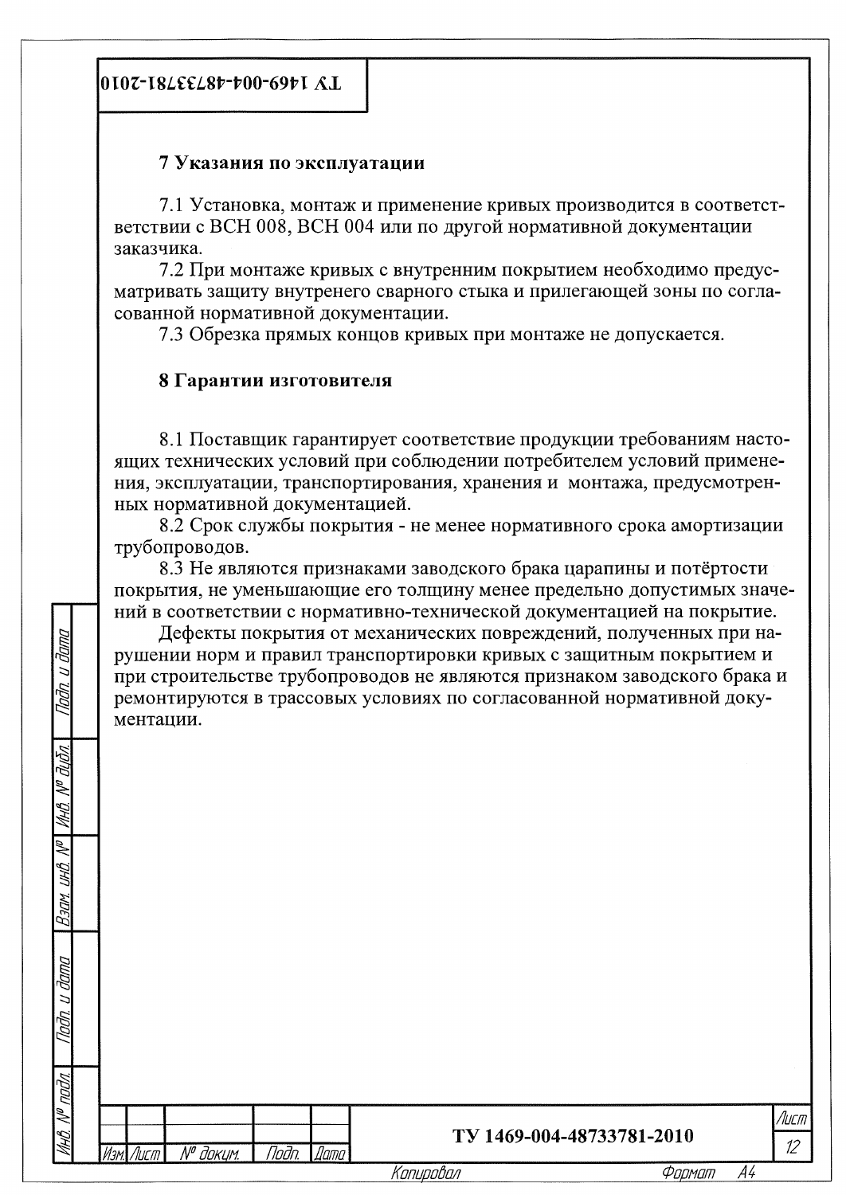## 7 Указания по эксплуатации

7.1 Установка, монтаж и применение кривых производится в соответст-ветствии с ВСН 008, ВСН 004 или по другой нормативной документации заказчика.

7.2 При монтаже кривых с внутренним покрытием необходимо предусматривать защиту внутренего сварного стыка и прилегающей зоны по согласованной нормативной документации.

7.3 Обрезка прямых концов кривых при монтаже не допускается.

## 8 Гарантии изготовителя

8.1 Поставщик гарантирует соответствие продукции требованиям настоящих технических условий при соблюдении потребителем условий применения, эксплуатации, транспортирования, хранения и монтажа, предусмотренных нормативной документацией.

8.2 Срок службы покрытия - не менее нормативного срока амортизации трубопроводов.

8.3 Не являются признаками заводского брака царапины и потёртости покрытия, не уменьшающие его толщину менее предельно допустимых значений в соответствии с нормативно-технической документацией на покрытие.

Дефекты покрытия от механических повреждений, полученных при нарушении норм и правил транспортировки кривых с защитным покрытием и при строительстве трубопроводов не являются признаком заводского брака и ремонтируются в трассовых условиях по согласованной нормативной документации.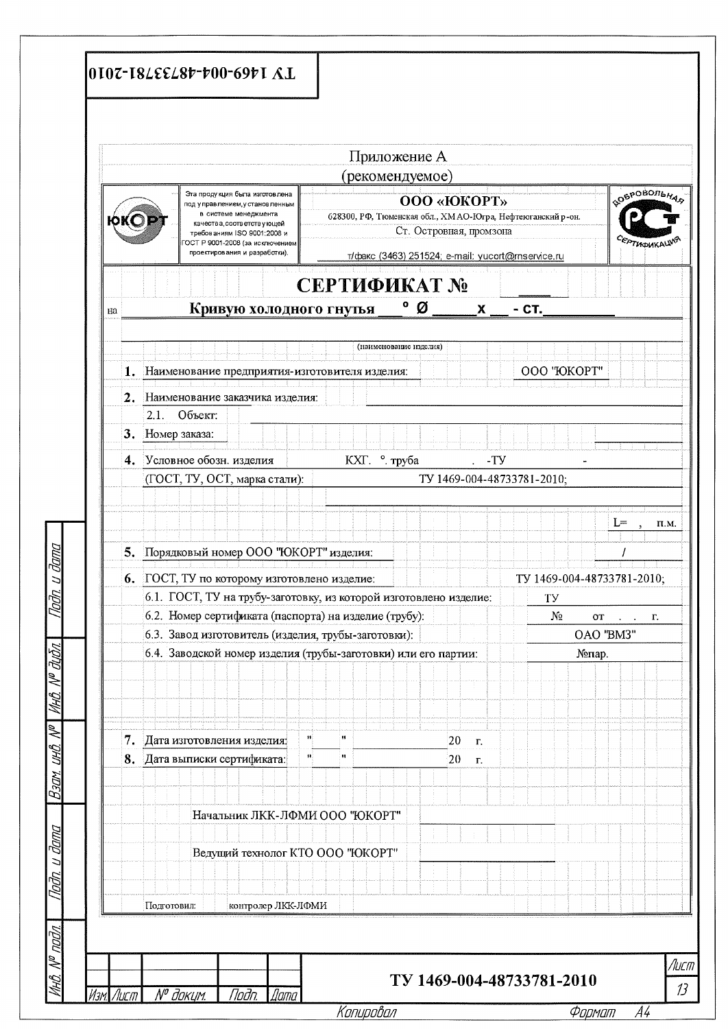Приложение А

(рекомендуемое)

| ЮКОРТ | Эта продукция была изготовлена под управлением, установленным в системе менеджмента качества, соответствующей требованиям ISO 9001:2008 и ГОСТ Р 9001-2008 (за исключением проектирования и разработки). | **ООО «ЮКОРТ»** 628300, РФ, Тюменская обл., ХМАО-Югра, Нефтеюганский р-он. Ст. Островная, промзона т/факс (3463) 251524; e-mail: yucort@rnservice.ru | ДОБРОВОЛЬНАЯ СЕРТИФИКАЦИЯ |
|---|---|---|---|

# СЕРТИФИКАТ № ____

на **Кривую холодного гнутья ___° Ø ______х __ - ст.________**

(наименование изделия)

1. Наименование предприятия-изготовителя изделия: ООО "ЮКОРТ"
2. Наименование заказчика изделия: ______
   2.1. Объект: ______
3. Номер заказа: ______
4. Условное обозн. изделия КХГ. °. труба . -ТУ -

   (ГОСТ, ТУ, ОСТ, марка стали): ТУ 1469-004-48733781-2010;

   L= , п.м.
5. Порядковый номер ООО "ЮКОРТ" изделия: /
6. ГОСТ, ТУ по которому изготовлено изделие: ТУ 1469-004-48733781-2010;
   6.1. ГОСТ, ТУ на трубу-заготовку, из которой изготовлено изделие: ТУ
   6.2. Номер сертификата (паспорта) на изделие (трубу): № от . . г.
   6.3. Завод изготовитель (изделия, трубы-заготовки): ОАО "ВМЗ"
   6.4. Заводской номер изделия (трубы-заготовки) или его партии: №пар.
7. Дата изготовления изделия: "____" ____________ 20 г.
8. Дата выписки сертификата: "____" ____________ 20 г.

Начальник ЛКК-ЛФМИ ООО "ЮКОРТ" ______________

Ведущий технолог КТО ООО "ЮКОРТ" ______________

Подготовил: контролер ЛКК-ЛФМИ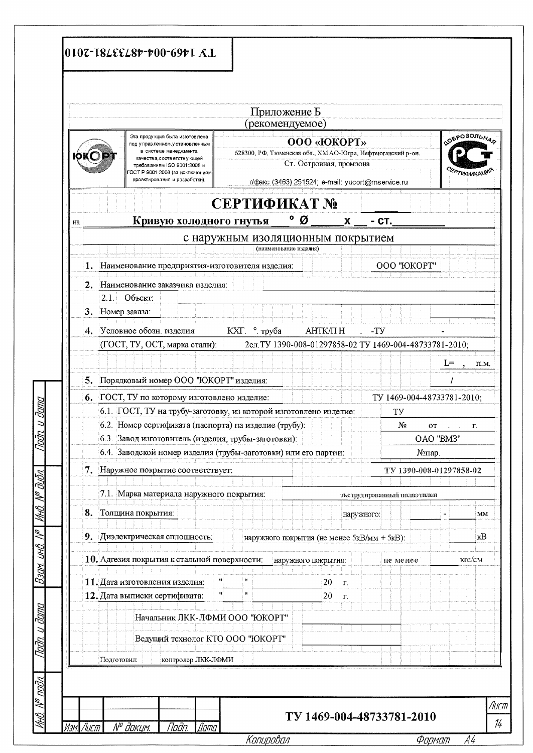Приложение Б
(рекомендуемое)

| ЮКОРТ | Эта продукция была изготовлена под управлением, установленным в системе менеджмента качества, соответствующей требованиям ISO 9001:2008 и ГОСТ Р 9001-2008 (за исключением проектирования и разработки). | **ООО «ЮКОРТ»** 628300, РФ, Тюменская обл., ХМАО-Югра, Нефтеюганский р-он. Ст. Островная, промзона т/факс (3463) 251524; e-mail: yucort@rnservice.ru | ДОБРОВОЛЬНАЯ СЕРТИФИКАЦИЯ |
|---|---|---|---|

# СЕРТИФИКАТ № ____

на **Кривую холодного гнутья ___° Ø _____х __ - ст._______**

с наружным изоляционным покрытием
(наименование изделия)

**1.** Наименование предприятия-изготовителя изделия: ООО "ЮКОРТ"

**2.** Наименование заказчика изделия: ________________

2.1. Объект: ________________

**3.** Номер заказа: ________________

**4.** Условное обозн. изделия КХГ. °. труба АНТК/П Н . -ТУ -

(ГОСТ, ТУ, ОСТ, марка стали): 2сл.ТУ 1390-008-01297858-02 ТУ 1469-004-48733781-2010;

L= , п.м.

**5.** Порядковый номер ООО "ЮКОРТ" изделия: /

**6.** ГОСТ, ТУ по которому изготовлено изделие: ТУ 1469-004-48733781-2010;

6.1. ГОСТ, ТУ на трубу-заготовку, из которой изготовлено изделие: ТУ

6.2. Номер сертификата (паспорта) на изделие (трубу): № от . . г.

6.3. Завод изготовитель (изделия, трубы-заготовки): ОАО "ВМЗ"

6.4. Заводской номер изделия (трубы-заготовки) или его партии: №пар.

**7.** Наружное покрытие соответствует: ТУ 1390-008-01297858-02

7.1. Марка материала наружного покрытия: экструдированный полиэтилен

**8.** Толщина покрытия: наружного: ____ - ____ мм

**9.** Диэлектрическая сплошность: наружного покрытия (не менее 5кВ/мм + 5кВ): ____ кВ

**10.** Адгезия покрытия к стальной поверхности: наружного покрытия: не менее ____ кгс/см

**11.** Дата изготовления изделия: "___" ________ 20 г.

**12.** Дата выписки сертификата: "___" ________ 20 г.

Начальник ЛКК-ЛФМИ ООО "ЮКОРТ" ________________

Ведущий технолог КТО ООО "ЮКОРТ" ________________

Подготовил: контролер ЛКК-ЛФМИ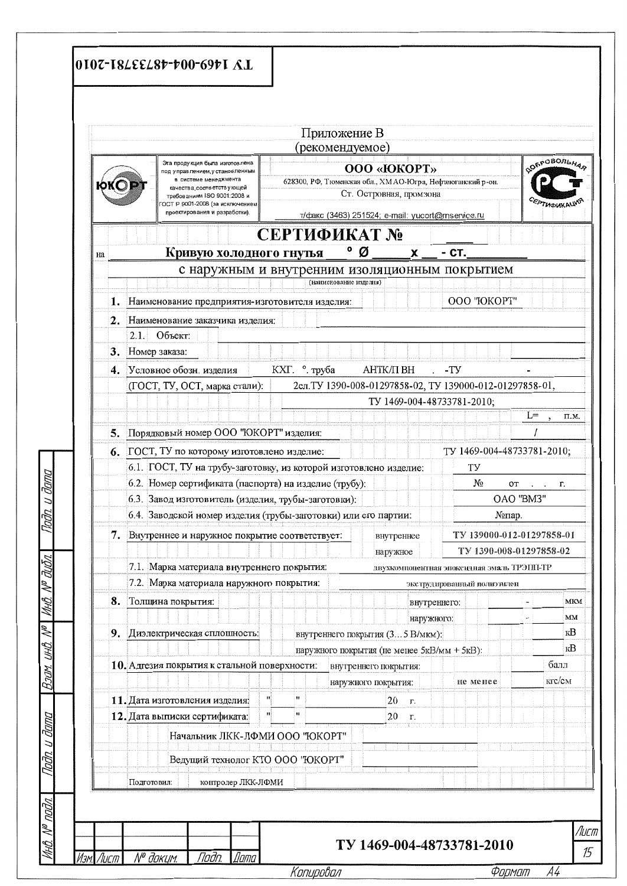Приложение В
(рекомендуемое)

| ЮКОРТ | Эта продукция была изготовлена под управлением, установленным в системе менеджмента качества, соответствующей требованиям ISO 9001:2008 и ГОСТ Р 9001-2008 (за исключением проектирования и разработки). | **ООО «ЮКОРТ»** 628300, РФ, Тюменская обл., ХМАО-Югра, Нефтеюганский р-он. Ст. Островная, промзона т/факс (3463) 251524; e-mail: yucort@mservice.ru | ДОБРОВОЛЬНАЯ СЕРТИФИКАЦИЯ РСТ |
|---|---|---|---|

# СЕРТИФИКАТ №

на **Кривую холодного гнутья ° Ø ____ х ___ - ст.________**

с наружным и внутренним изоляционным покрытием

(наименование изделия)

**1.** Наименование предприятия-изготовителя изделия: ООО "ЮКОРТ"

**2.** Наименование заказчика изделия:

2.1. Объект:

**3.** Номер заказа:

**4.** Условное обозн. изделия КХГ. °. труба АНТК/П ВН . -ТУ -
(ГОСТ, ТУ, ОСТ, марка стали): 2сл.ТУ 1390-008-01297858-02, ТУ 139000-012-01297858-01,
ТУ 1469-004-48733781-2010;
L= , п.м.

**5.** Порядковый номер ООО "ЮКОРТ" изделия: /

**6.** ГОСТ, ТУ по которому изготовлено изделие: ТУ 1469-004-48733781-2010;

6.1. ГОСТ, ТУ на трубу-заготовку, из которой изготовлено изделие: ТУ

6.2. Номер сертификата (паспорта) на изделие (трубу): № от . . г.

6.3. Завод изготовитель (изделия, трубы-заготовки): ОАО "ВМЗ"

6.4. Заводской номер изделия (трубы-заготовки) или его партии: №пар.

**7.** Внутреннее и наружное покрытие соответствует: внутреннее ТУ 139000-012-01297858-01; наружное ТУ 1390-008-01297858-02

7.1. Марка материала внутреннего покрытия: двухкомпонентная эпоксидная эмаль ТРЭПП-ТР

7.2. Марка материала наружного покрытия: экструдированный полиэтилен

**8.** Толщина покрытия: внутреннего: - мкм; наружного: - мм

**9.** Диэлектрическая сплошность: внутреннего покрытия (3…5 В/мкм): кВ; наружного покрытия (не менее 5кВ/мм + 5кВ): кВ

**10.** Адгезия покрытия к стальной поверхности: внутреннего покрытия: балл; наружного покрытия: не менее кгс/см

**11.** Дата изготовления изделия: " " 20 г.

**12.** Дата выписки сертификата: " " 20 г.

Начальник ЛКК-ЛФМИ ООО "ЮКОРТ" ____________

Ведущий технолог КТО ООО "ЮКОРТ" ____________

Подготовил: контролер ЛКК-ЛФМИ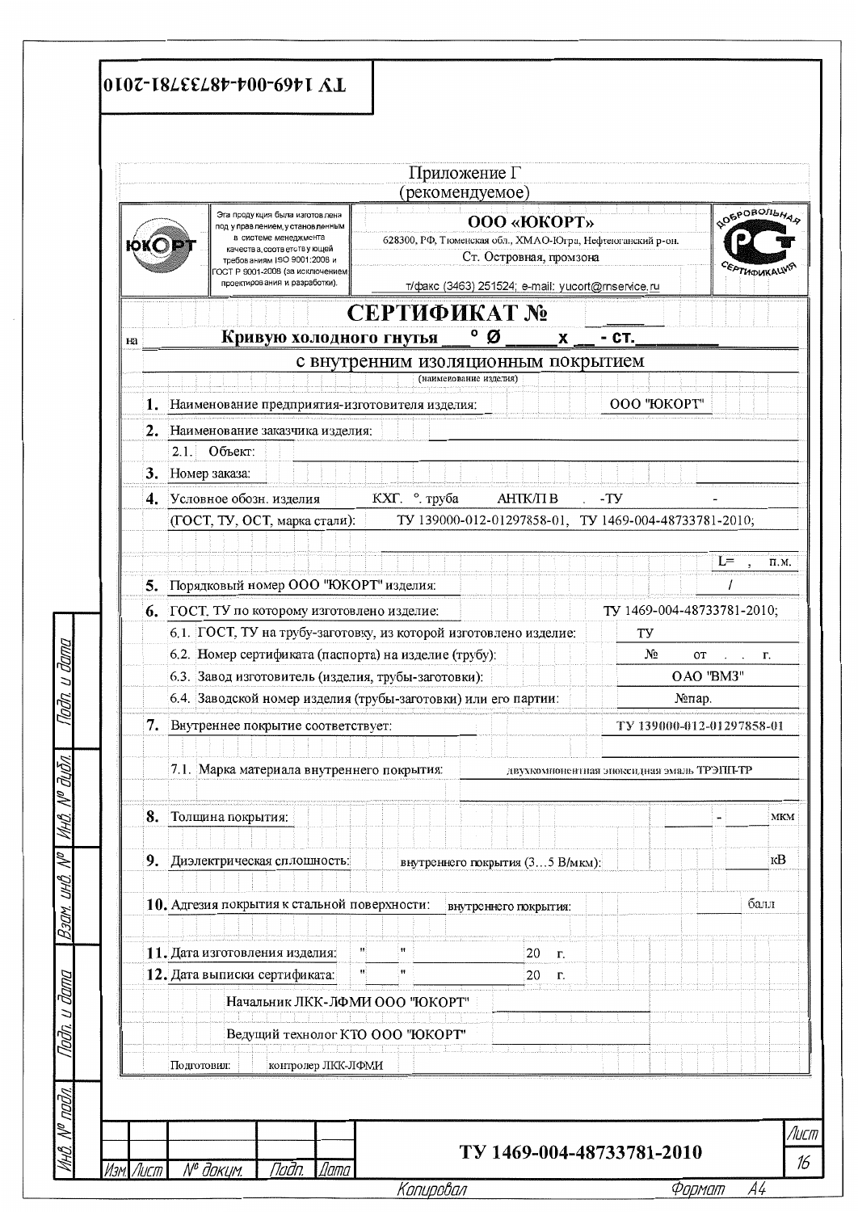Приложение Г
(рекомендуемое)

| ЮКОРТ | Эта продукция была изготовлена под управлением, установленным в системе менеджмента качества, соответствующей требованиям ISO 9001:2008 и ГОСТ Р 9001-2008 (за исключением проектирования и разработки). | **ООО «ЮКОРТ»** 628300, РФ, Тюменская обл., ХМАО-Югра, Нефтеюганский р-он. Ст. Островная, промзона т/факс (3463) 251524; e-mail: yucort@rnservice.ru | ДОБРОВОЛЬНАЯ СЕРТИФИКАЦИЯ |
|---|---|---|---|

# СЕРТИФИКАТ № ______

на **Кривую холодного гнутья \_\_\_° Ø \_\_\_\_\_ x \_\_ - ст.\_\_\_\_\_\_**

с внутренним изоляционным покрытием

(наименование изделия)

**1.** Наименование предприятия-изготовителя изделия: ООО "ЮКОРТ"

**2.** Наименование заказчика изделия:

2.1. Объект:

**3.** Номер заказа:

**4.** Условное обозн. изделия КХГ. °. труба АНТК/П В . -ТУ -

(ГОСТ, ТУ, ОСТ, марка стали): ТУ 139000-012-01297858-01, ТУ 1469-004-48733781-2010;

L= , п.м.

**5.** Порядковый номер ООО "ЮКОРТ" изделия: /

**6.** ГОСТ, ТУ по которому изготовлено изделие: ТУ 1469-004-48733781-2010;

6.1. ГОСТ, ТУ на трубу-заготовку, из которой изготовлено изделие: ТУ

6.2. Номер сертификата (паспорта) на изделие (трубу): № от . . г.

6.3. Завод изготовитель (изделия, трубы-заготовки): ОАО "ВМЗ"

6.4. Заводской номер изделия (трубы-заготовки) или его партии: №пар.

**7.** Внутреннее покрытие соответствует: ТУ 139000-012-01297858-01

7.1. Марка материала внутреннего покрытия: двухкомпонентная эпоксидная эмаль ТРЭПП-ТР

**8.** Толщина покрытия: - мкм

**9.** Диэлектрическая сплошность: внутреннего покрытия (3…5 В/мкм): кВ

**10.** Адгезия покрытия к стальной поверхности: внутреннего покрытия: балл

**11.** Дата изготовления изделия: " " 20 г.

**12.** Дата выписки сертификата: " " 20 г.

Начальник ЛКК-ЛФМИ ООО "ЮКОРТ" \_\_\_\_\_\_\_\_\_\_

Ведущий технолог КТО ООО "ЮКОРТ" \_\_\_\_\_\_\_\_\_\_

Подготовил: контролер ЛКК-ЛФМИ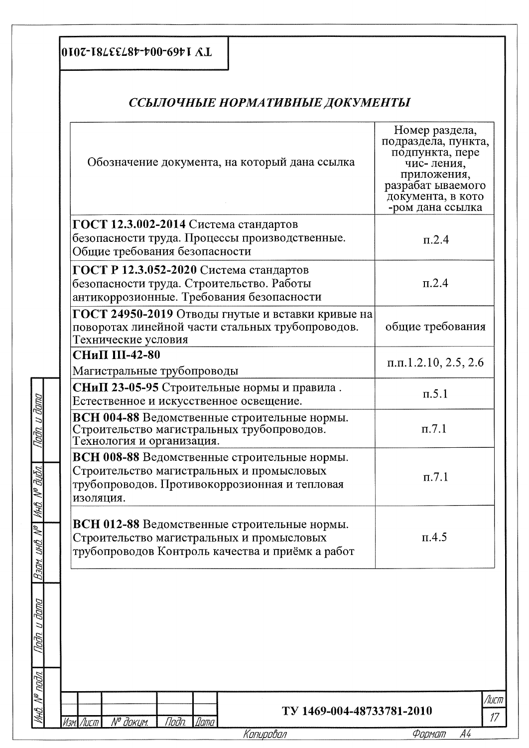## *ССЫЛОЧНЫЕ НОРМАТИВНЫЕ ДОКУМЕНТЫ*

| Обозначение документа, на который дана ссылка | Номер раздела, подраздела, пункта, подпункта, пере чис- ления, приложения, разрабат ываемого документа, в кото -ром дана ссылка |
|---|---|
| **ГОСТ 12.3.002-2014** Система стандартов безопасности труда. Процессы производственные. Общие требования безопасности | п.2.4 |
| **ГОСТ Р 12.3.052-2020** Система стандартов безопасности труда. Строительство. Работы антикоррозионные. Требования безопасности | п.2.4 |
| **ГОСТ 24950-2019** Отводы гнутые и вставки кривые на поворотах линейной части стальных трубопроводов. Технические условия | общие требования |
| **СНиП III-42-80** Магистральные трубопроводы | п.п.1.2.10, 2.5, 2.6 |
| **СНиП 23-05-95** Строительные нормы и правила . Естественное и искусственное освещение. | п.5.1 |
| **ВСН 004-88** Ведомственные строительные нормы. Строительство магистральных трубопроводов. Технология и организация. | п.7.1 |
| **ВСН 008-88** Ведомственные строительные нормы. Строительство магистральных и промысловых трубопроводов. Противокоррозионная и тепловая изоляция. | п.7.1 |
| **ВСН 012-88** Ведомственные строительные нормы. Строительство магистральных и промысловых трубопроводов Контроль качества и приёмк а работ | п.4.5 |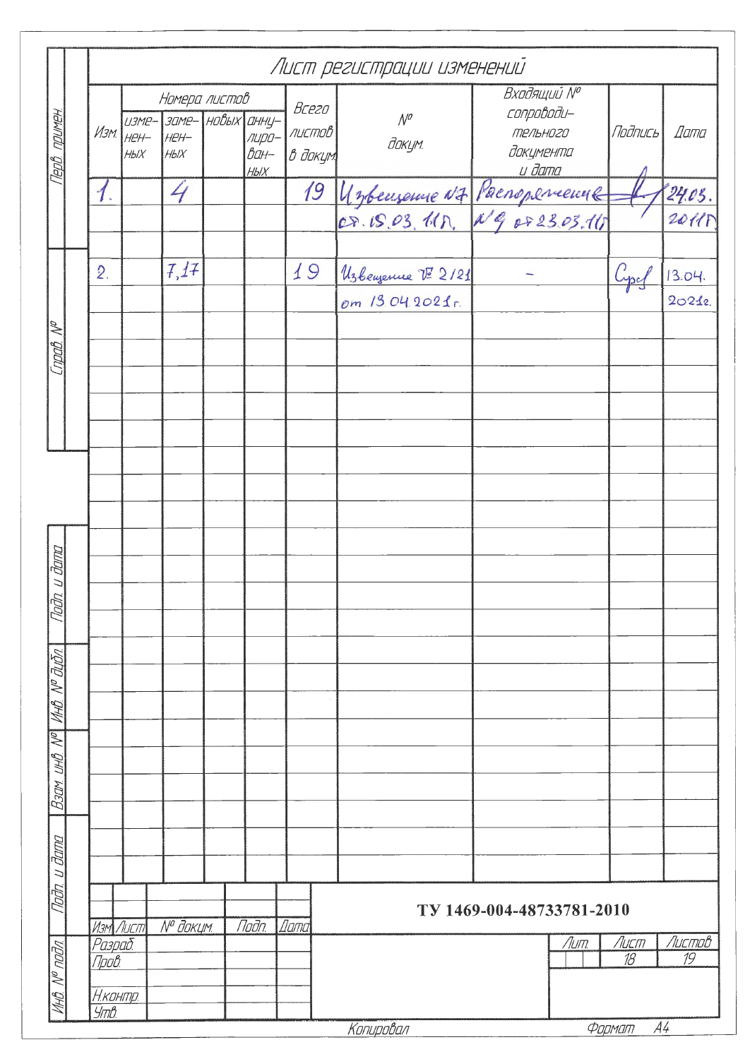# Лист регистрации изменений

| Изм. | Номера листов | | | | Всего листов в докум. | № докум. | Входящий № сопроводительного документа и дата | Подпись | Дата |
|---|---|---|---|---|---|---|---|---|---|
| | измененных | замененных | новых | аннулированных | | | | | |
| 1. | | 4 | | | 19 | Извещение №7 от 15.03.11г. | Распоряжение №9 от 23.03.11г. | | 24.03.2011г. |
| 2. | | 7,17 | | | 19 | Извещение № 2/21 от 13.04.2021г. | – | | 13.04.2021г. |

ТУ 1469-004-48733781-2010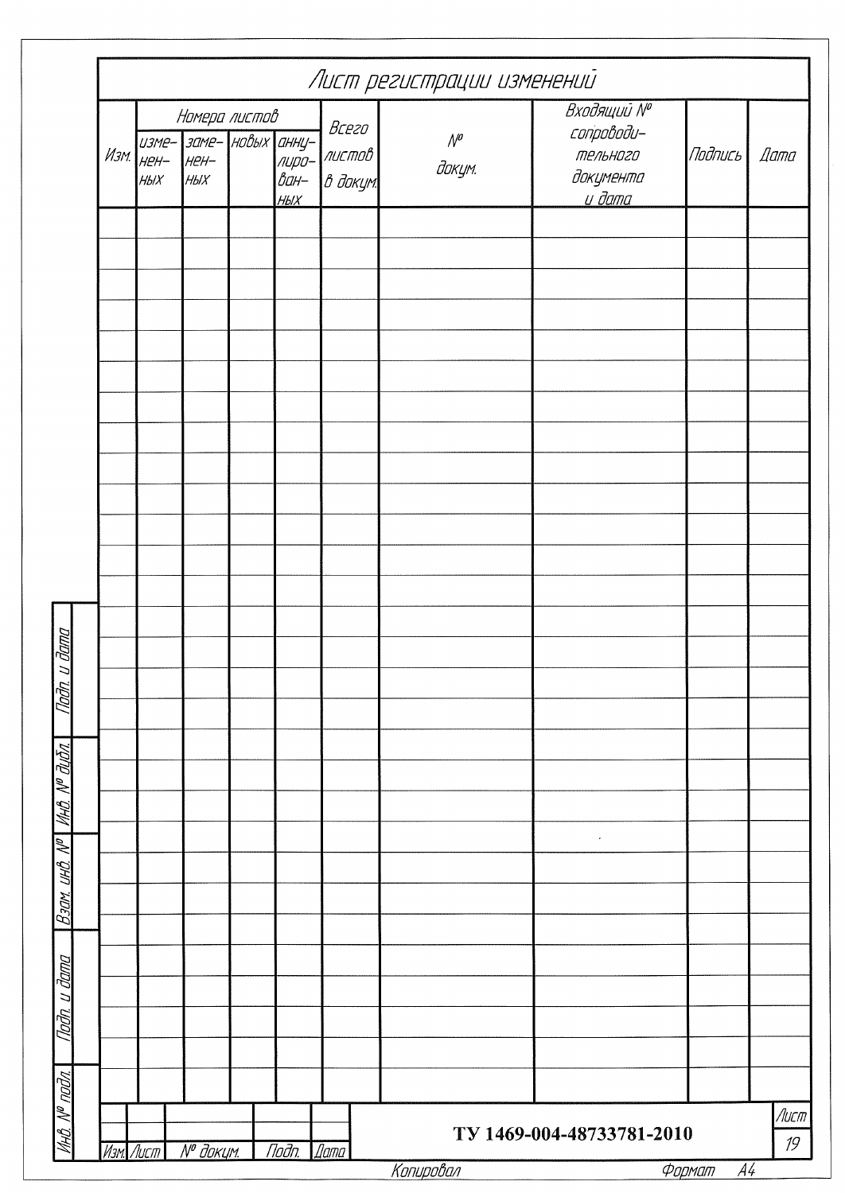# Лист регистрации изменений

| Изм. | Номера листов | | | | Всего листов в докум. | № докум. | Входящий № сопроводи-тельного документа и дата | Подпись | Дата |
|---|---|---|---|---|---|---|---|---|---|
| | изме-нен-ных | заме-нен-ных | новых | анну-лиро-ван-ных | | | | | |
| | | | | | | | | | |
| | | | | | | | | | |
| | | | | | | | | | |
| | | | | | | | | | |
| | | | | | | | | | |
| | | | | | | | | | |
| | | | | | | | | | |
| | | | | | | | | | |
| | | | | | | | | | |
| | | | | | | | | | |
| | | | | | | | | | |
| | | | | | | | | | |
| | | | | | | | | | |
| | | | | | | | | | |
| | | | | | | | | | |
| | | | | | | | | | |
| | | | | | | | | | |
| | | | | | | | | | |
| | | | | | | | | | |
| | | | | | | | | | |
| | | | | | | | | | |
| | | | | | | | | | |
| | | | | | | | | | |
| | | | | | | | | | |
| | | | | | | | | | |
| | | | | | | | | | |
| | | | | | | | | | |
| | | | | | | | | | |
| | | | | | | | | | |
| | | | | | | | | | |
| | | | | | | | | | |
| | | | | | | | | | |

ТУ 1469-004-48733781-2010